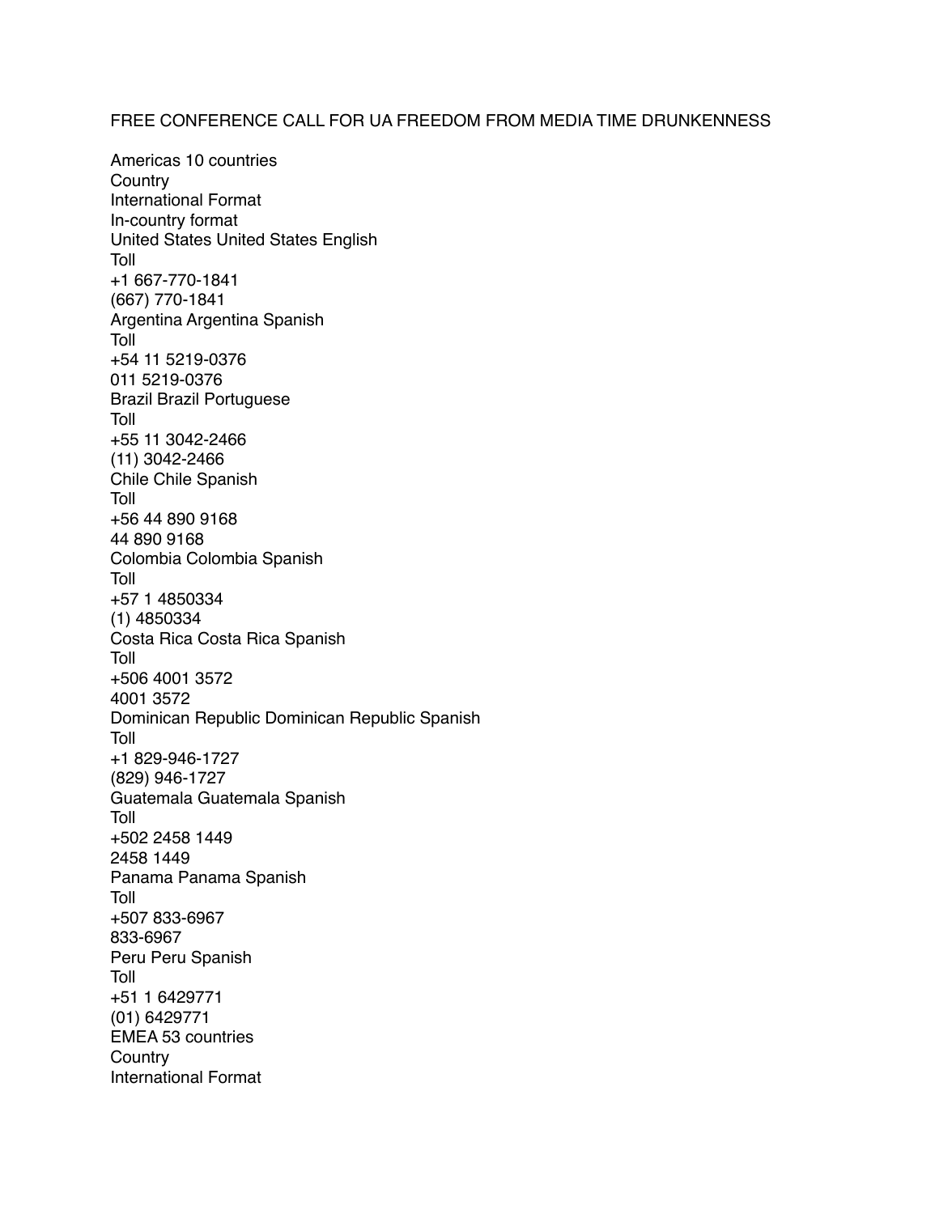FREE CONFERENCE CALL FOR UA FREEDOM FROM MEDIA TIME DRUNKENNESS

Americas 10 countries
Country
International Format
In-country format
United States United States English
Toll
+1 667-770-1841
(667) 770-1841
Argentina Argentina Spanish
Toll
+54 11 5219-0376
011 5219-0376
Brazil Brazil Portuguese
Toll
+55 11 3042-2466
(11) 3042-2466
Chile Chile Spanish
Toll
+56 44 890 9168
44 890 9168
Colombia Colombia Spanish
Toll
+57 1 4850334
(1) 4850334
Costa Rica Costa Rica Spanish
Toll
+506 4001 3572
4001 3572
Dominican Republic Dominican Republic Spanish
Toll
+1 829-946-1727
(829) 946-1727
Guatemala Guatemala Spanish
Toll
+502 2458 1449
2458 1449
Panama Panama Spanish
Toll
+507 833-6967
833-6967
Peru Peru Spanish
Toll
+51 1 6429771
(01) 6429771
EMEA 53 countries
Country
International Format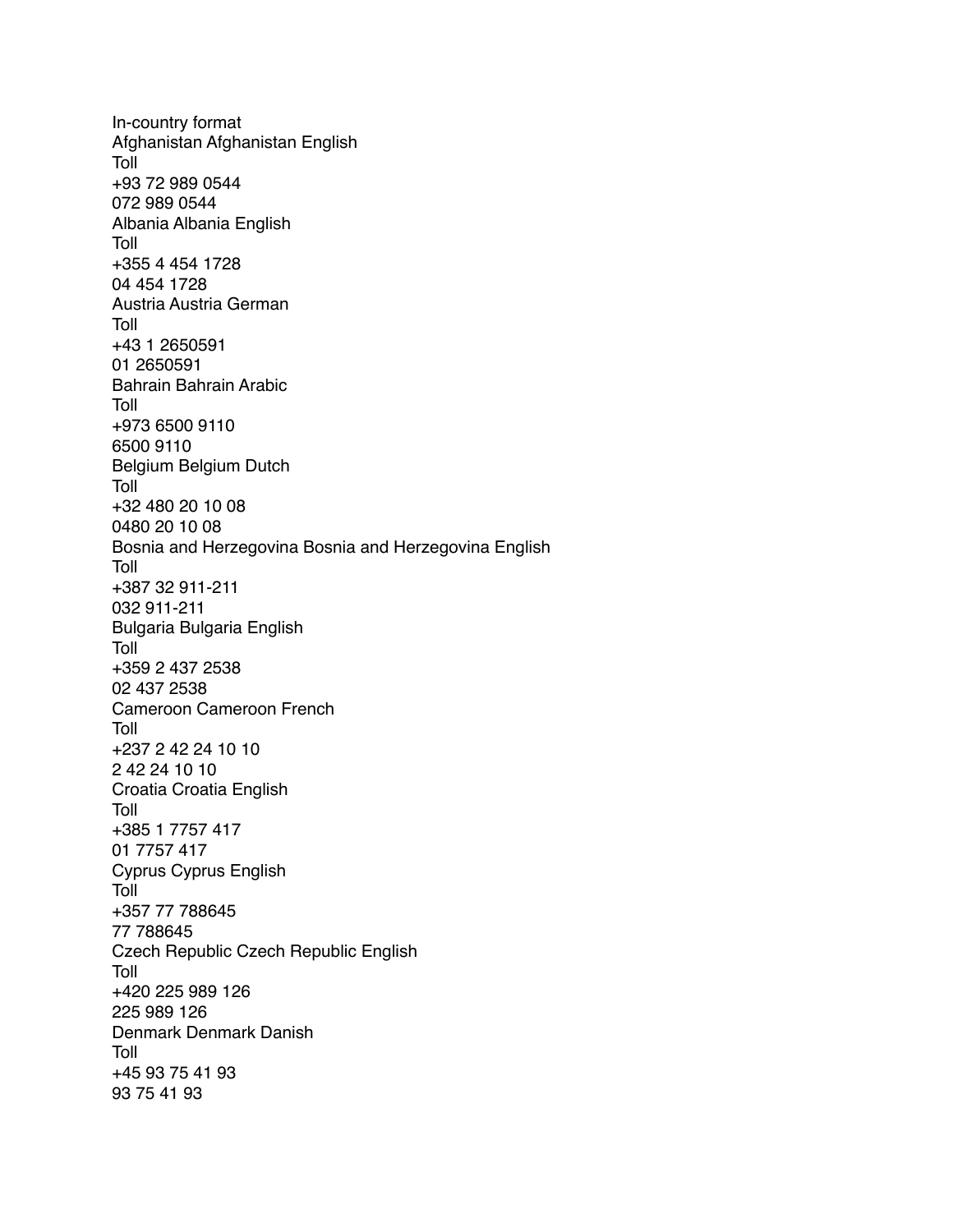In-country format
Afghanistan Afghanistan English
Toll
+93 72 989 0544
072 989 0544
Albania Albania English
Toll
+355 4 454 1728
04 454 1728
Austria Austria German
Toll
+43 1 2650591
01 2650591
Bahrain Bahrain Arabic
Toll
+973 6500 9110
6500 9110
Belgium Belgium Dutch
Toll
+32 480 20 10 08
0480 20 10 08
Bosnia and Herzegovina Bosnia and Herzegovina English
Toll
+387 32 911-211
032 911-211
Bulgaria Bulgaria English
Toll
+359 2 437 2538
02 437 2538
Cameroon Cameroon French
Toll
+237 2 42 24 10 10
2 42 24 10 10
Croatia Croatia English
Toll
+385 1 7757 417
01 7757 417
Cyprus Cyprus English
Toll
+357 77 788645
77 788645
Czech Republic Czech Republic English
Toll
+420 225 989 126
225 989 126
Denmark Denmark Danish
Toll
+45 93 75 41 93
93 75 41 93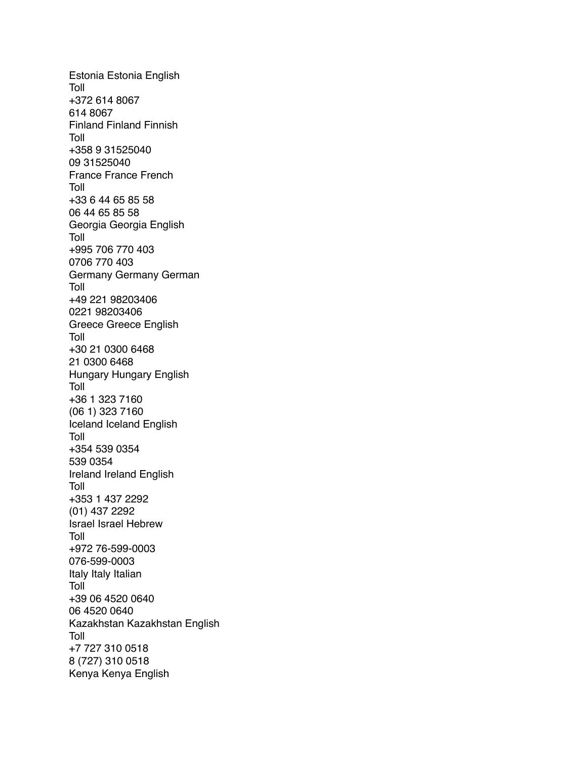Estonia Estonia English
Toll
+372 614 8067
614 8067
Finland Finland Finnish
Toll
+358 9 31525040
09 31525040
France France French
Toll
+33 6 44 65 85 58
06 44 65 85 58
Georgia Georgia English
Toll
+995 706 770 403
0706 770 403
Germany Germany German
Toll
+49 221 98203406
0221 98203406
Greece Greece English
Toll
+30 21 0300 6468
21 0300 6468
Hungary Hungary English
Toll
+36 1 323 7160
(06 1) 323 7160
Iceland Iceland English
Toll
+354 539 0354
539 0354
Ireland Ireland English
Toll
+353 1 437 2292
(01) 437 2292
Israel Israel Hebrew
Toll
+972 76-599-0003
076-599-0003
Italy Italy Italian
Toll
+39 06 4520 0640
06 4520 0640
Kazakhstan Kazakhstan English
Toll
+7 727 310 0518
8 (727) 310 0518
Kenya Kenya English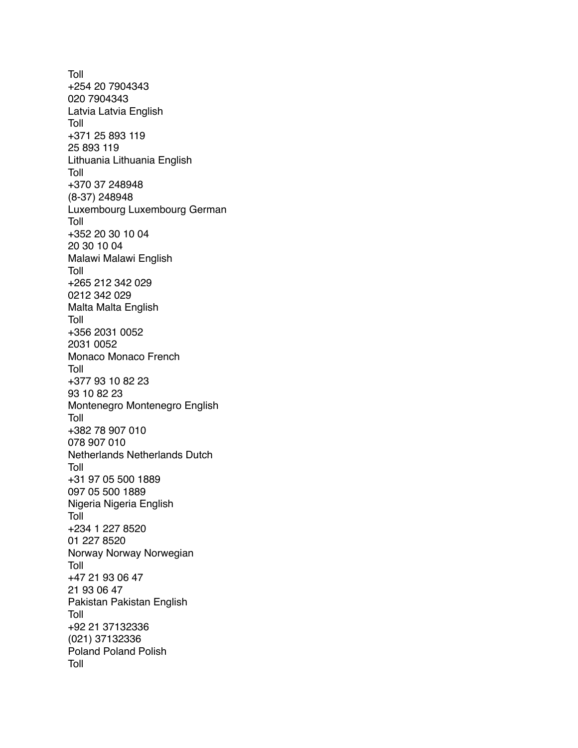Toll
+254 20 7904343
020 7904343
Latvia Latvia English
Toll
+371 25 893 119
25 893 119
Lithuania Lithuania English
Toll
+370 37 248948
(8-37) 248948
Luxembourg Luxembourg German
Toll
+352 20 30 10 04
20 30 10 04
Malawi Malawi English
Toll
+265 212 342 029
0212 342 029
Malta Malta English
Toll
+356 2031 0052
2031 0052
Monaco Monaco French
Toll
+377 93 10 82 23
93 10 82 23
Montenegro Montenegro English
Toll
+382 78 907 010
078 907 010
Netherlands Netherlands Dutch
Toll
+31 97 05 500 1889
097 05 500 1889
Nigeria Nigeria English
Toll
+234 1 227 8520
01 227 8520
Norway Norway Norwegian
Toll
+47 21 93 06 47
21 93 06 47
Pakistan Pakistan English
Toll
+92 21 37132336
(021) 37132336
Poland Poland Polish
Toll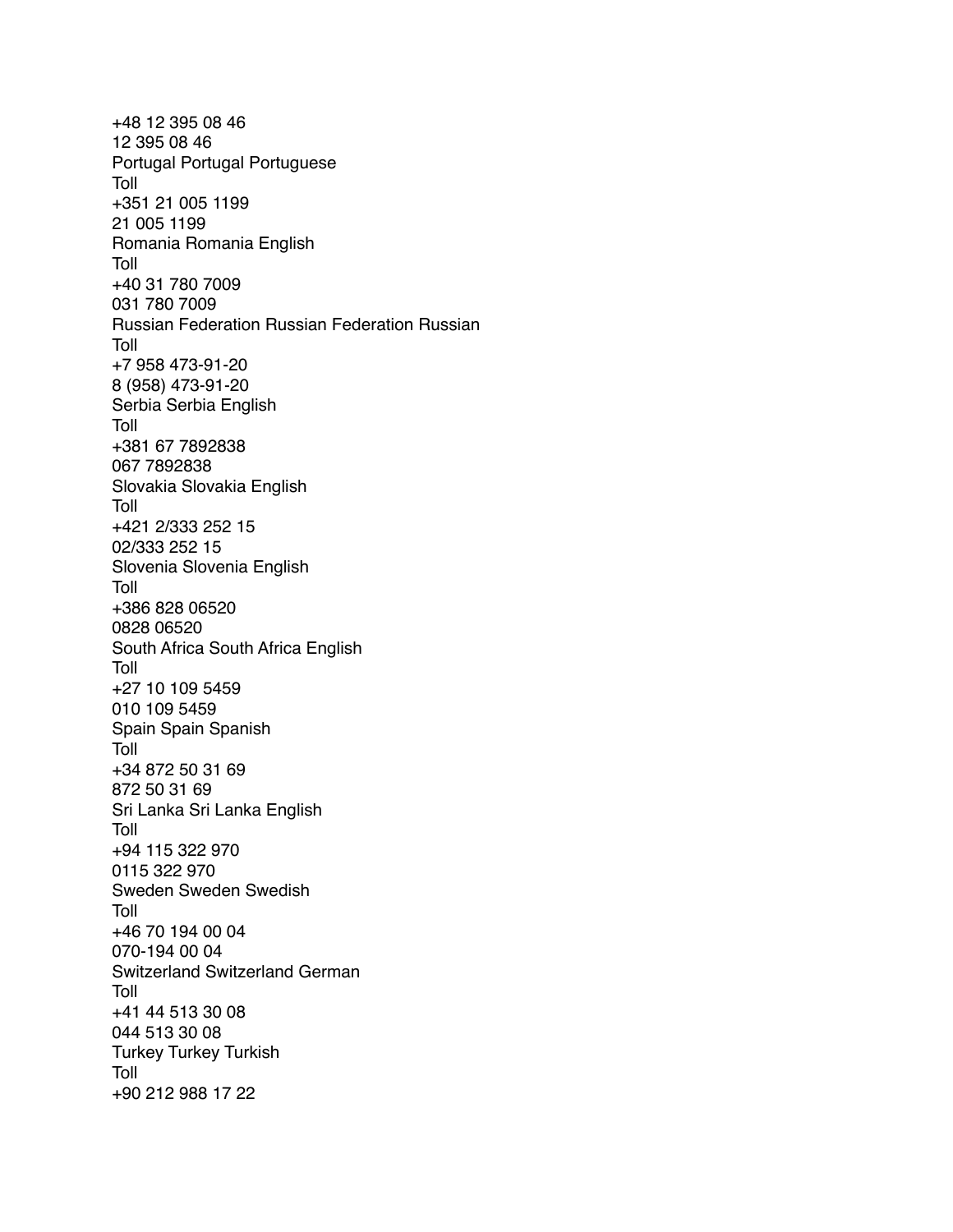+48 12 395 08 46
12 395 08 46
Portugal Portugal Portuguese
Toll
+351 21 005 1199
21 005 1199
Romania Romania English
Toll
+40 31 780 7009
031 780 7009
Russian Federation Russian Federation Russian
Toll
+7 958 473-91-20
8 (958) 473-91-20
Serbia Serbia English
Toll
+381 67 7892838
067 7892838
Slovakia Slovakia English
Toll
+421 2/333 252 15
02/333 252 15
Slovenia Slovenia English
Toll
+386 828 06520
0828 06520
South Africa South Africa English
Toll
+27 10 109 5459
010 109 5459
Spain Spain Spanish
Toll
+34 872 50 31 69
872 50 31 69
Sri Lanka Sri Lanka English
Toll
+94 115 322 970
0115 322 970
Sweden Sweden Swedish
Toll
+46 70 194 00 04
070-194 00 04
Switzerland Switzerland German
Toll
+41 44 513 30 08
044 513 30 08
Turkey Turkey Turkish
Toll
+90 212 988 17 22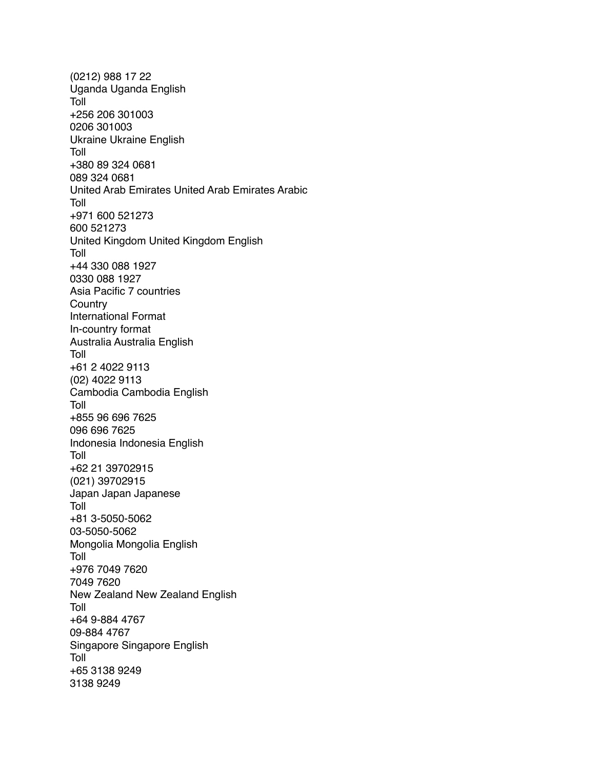(0212) 988 17 22
Uganda Uganda English
Toll
+256 206 301003
0206 301003
Ukraine Ukraine English
Toll
+380 89 324 0681
089 324 0681
United Arab Emirates United Arab Emirates Arabic
Toll
+971 600 521273
600 521273
United Kingdom United Kingdom English
Toll
+44 330 088 1927
0330 088 1927
Asia Pacific 7 countries
Country
International Format
In-country format
Australia Australia English
Toll
+61 2 4022 9113
(02) 4022 9113
Cambodia Cambodia English
Toll
+855 96 696 7625
096 696 7625
Indonesia Indonesia English
Toll
+62 21 39702915
(021) 39702915
Japan Japan Japanese
Toll
+81 3-5050-5062
03-5050-5062
Mongolia Mongolia English
Toll
+976 7049 7620
7049 7620
New Zealand New Zealand English
Toll
+64 9-884 4767
09-884 4767
Singapore Singapore English
Toll
+65 3138 9249
3138 9249